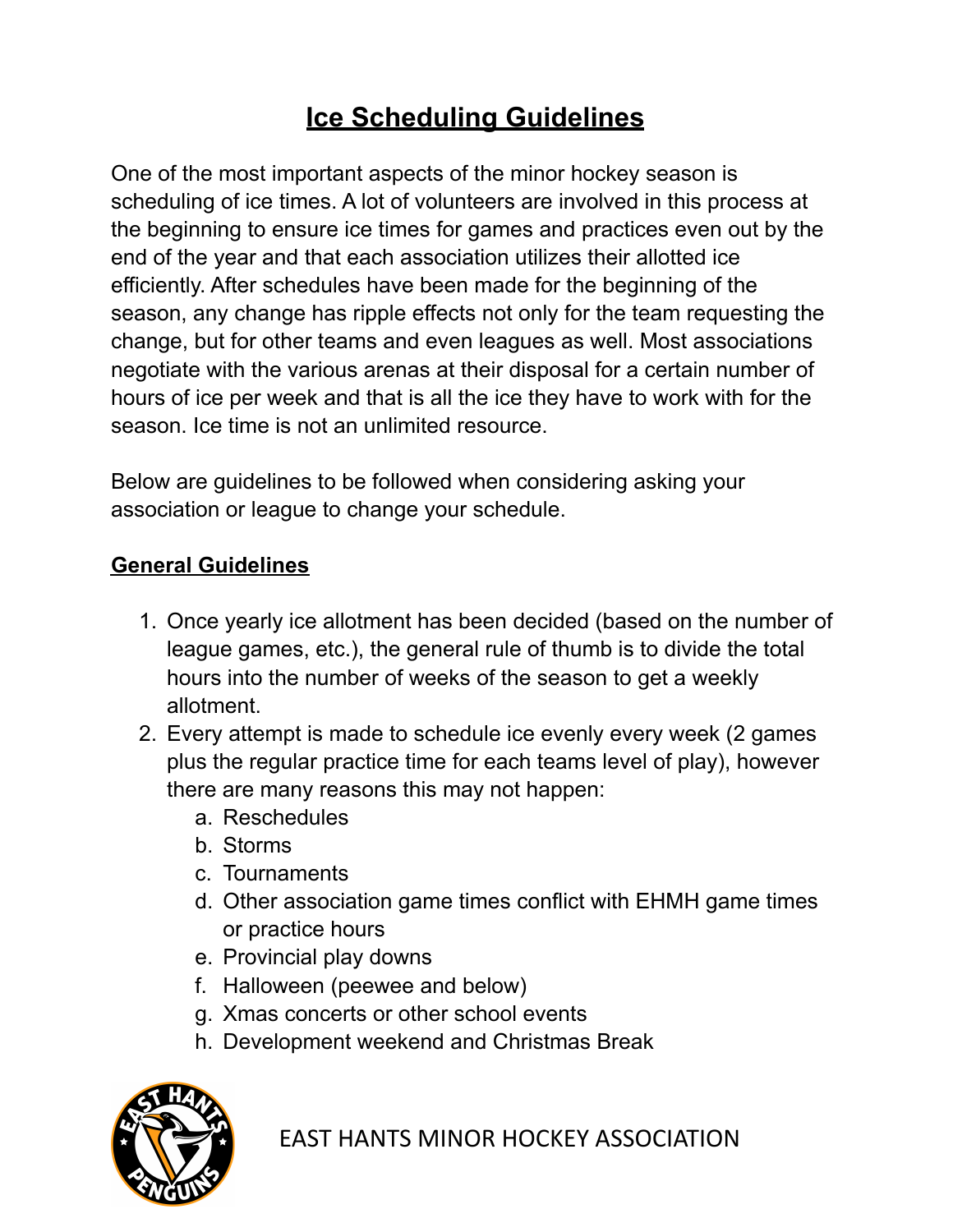# Ice Scheduling Guidelines

One of the most important aspects of the minor hockey season is scheduling of ice times. A lot of volunteers are involved in this process at the beginning to ensure ice times for games and practices even out by the end of the year and that each association utilizes their allotted ice efficiently. After schedules have been made for the beginning of the season, any change has ripple effects not only for the team requesting the change, but for other teams and even leagues as well. Most associations negotiate with the various arenas at their disposal for a certain number of hours of ice per week and that is all the ice they have to work with for the season. Ice time is not an unlimited resource.

Below are guidelines to be followed when considering asking your association or league to change your schedule.

## General Guidelines

1. Once yearly ice allotment has been decided (based on the number of league games, etc.), the general rule of thumb is to divide the total hours into the number of weeks of the season to get a weekly allotment.
2. Every attempt is made to schedule ice evenly every week (2 games plus the regular practice time for each teams level of play), however there are many reasons this may not happen:
   a. Reschedules
   b. Storms
   c. Tournaments
   d. Other association game times conflict with EHMH game times or practice hours
   e. Provincial play downs
   f. Halloween (peewee and below)
   g. Xmas concerts or other school events
   h. Development weekend and Christmas Break

EAST HANTS MINOR HOCKEY ASSOCIATION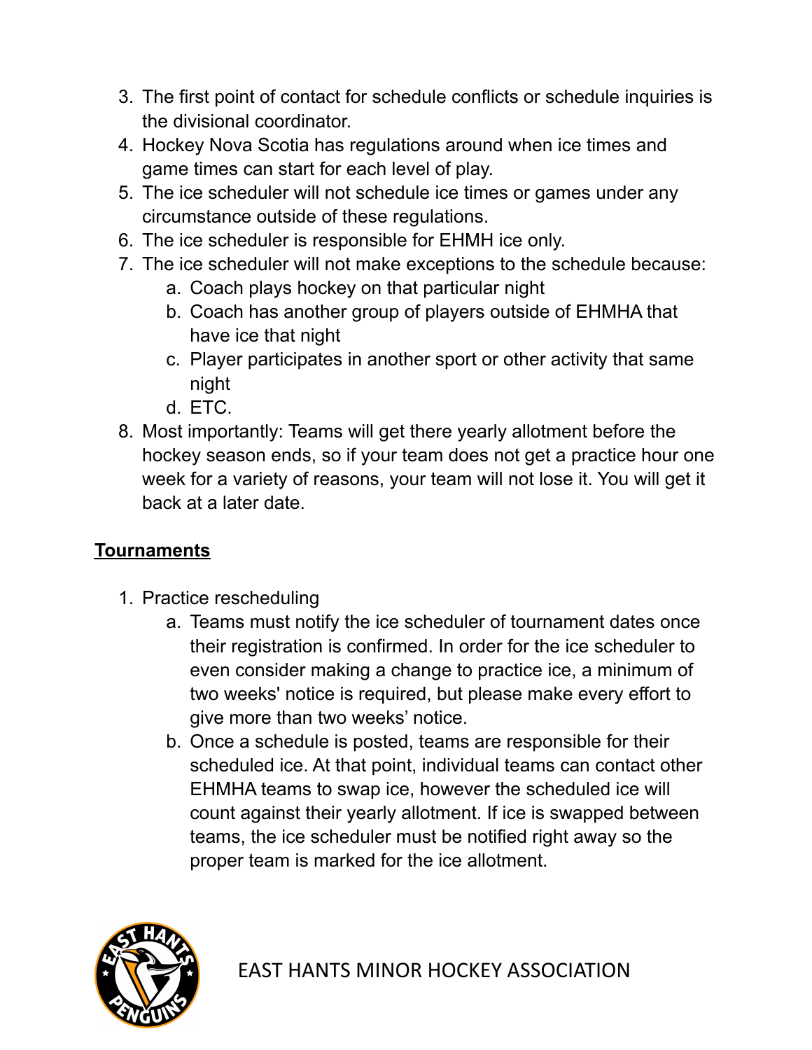3. The first point of contact for schedule conflicts or schedule inquiries is the divisional coordinator.
4. Hockey Nova Scotia has regulations around when ice times and game times can start for each level of play.
5. The ice scheduler will not schedule ice times or games under any circumstance outside of these regulations.
6. The ice scheduler is responsible for EHMH ice only.
7. The ice scheduler will not make exceptions to the schedule because:
    a. Coach plays hockey on that particular night
    b. Coach has another group of players outside of EHMHA that have ice that night
    c. Player participates in another sport or other activity that same night
    d. ETC.
8. Most importantly: Teams will get there yearly allotment before the hockey season ends, so if your team does not get a practice hour one week for a variety of reasons, your team will not lose it. You will get it back at a later date.

## Tournaments

1. Practice rescheduling
    a. Teams must notify the ice scheduler of tournament dates once their registration is confirmed. In order for the ice scheduler to even consider making a change to practice ice, a minimum of two weeks' notice is required, but please make every effort to give more than two weeks' notice.
    b. Once a schedule is posted, teams are responsible for their scheduled ice. At that point, individual teams can contact other EHMHA teams to swap ice, however the scheduled ice will count against their yearly allotment. If ice is swapped between teams, the ice scheduler must be notified right away so the proper team is marked for the ice allotment.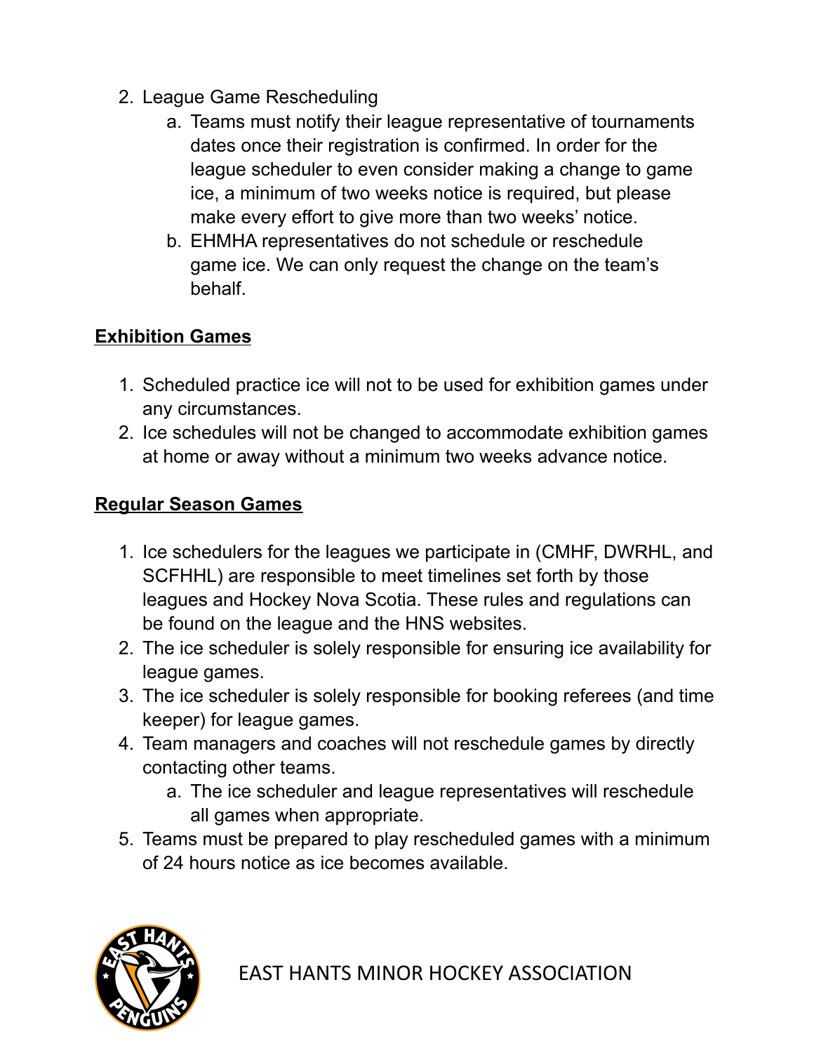2. League Game Rescheduling
    a. Teams must notify their league representative of tournaments dates once their registration is confirmed. In order for the league scheduler to even consider making a change to game ice, a minimum of two weeks notice is required, but please make every effort to give more than two weeks' notice.
    b. EHMHA representatives do not schedule or reschedule game ice. We can only request the change on the team's behalf.

**Exhibition Games**

1. Scheduled practice ice will not to be used for exhibition games under any circumstances.
2. Ice schedules will not be changed to accommodate exhibition games at home or away without a minimum two weeks advance notice.

**Regular Season Games**

1. Ice schedulers for the leagues we participate in (CMHF, DWRHL, and SCFHHL) are responsible to meet timelines set forth by those leagues and Hockey Nova Scotia. These rules and regulations can be found on the league and the HNS websites.
2. The ice scheduler is solely responsible for ensuring ice availability for league games.
3. The ice scheduler is solely responsible for booking referees (and time keeper) for league games.
4. Team managers and coaches will not reschedule games by directly contacting other teams.
    a. The ice scheduler and league representatives will reschedule all games when appropriate.
5. Teams must be prepared to play rescheduled games with a minimum of 24 hours notice as ice becomes available.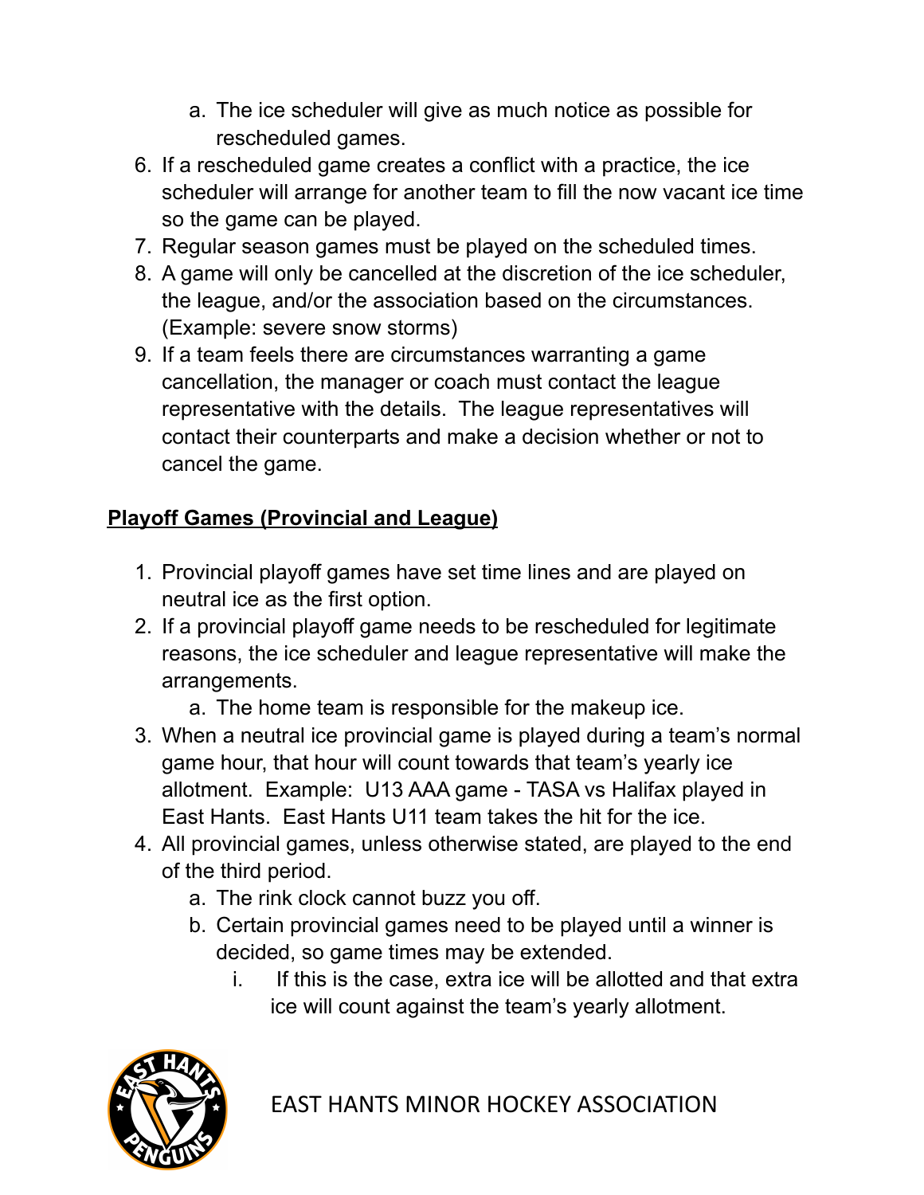a. The ice scheduler will give as much notice as possible for rescheduled games.

6. If a rescheduled game creates a conflict with a practice, the ice scheduler will arrange for another team to fill the now vacant ice time so the game can be played.
7. Regular season games must be played on the scheduled times.
8. A game will only be cancelled at the discretion of the ice scheduler, the league, and/or the association based on the circumstances. (Example: severe snow storms)
9. If a team feels there are circumstances warranting a game cancellation, the manager or coach must contact the league representative with the details. The league representatives will contact their counterparts and make a decision whether or not to cancel the game.

**Playoff Games (Provincial and League)**

1. Provincial playoff games have set time lines and are played on neutral ice as the first option.
2. If a provincial playoff game needs to be rescheduled for legitimate reasons, the ice scheduler and league representative will make the arrangements.
   a. The home team is responsible for the makeup ice.
3. When a neutral ice provincial game is played during a team's normal game hour, that hour will count towards that team's yearly ice allotment. Example: U13 AAA game - TASA vs Halifax played in East Hants. East Hants U11 team takes the hit for the ice.
4. All provincial games, unless otherwise stated, are played to the end of the third period.
   a. The rink clock cannot buzz you off.
   b. Certain provincial games need to be played until a winner is decided, so game times may be extended.
      i. If this is the case, extra ice will be allotted and that extra ice will count against the team's yearly allotment.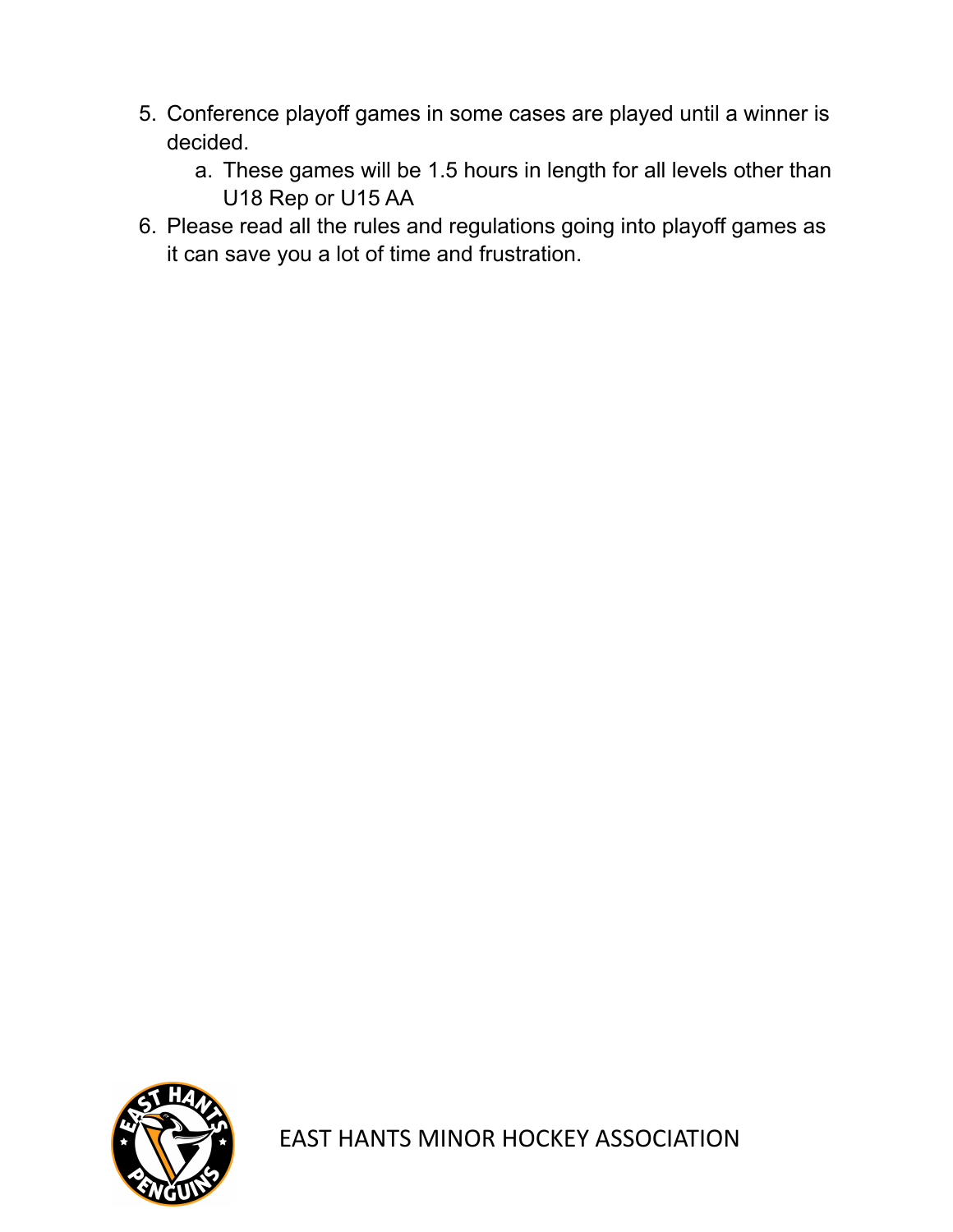5. Conference playoff games in some cases are played until a winner is decided.
    a. These games will be 1.5 hours in length for all levels other than U18 Rep or U15 AA
6. Please read all the rules and regulations going into playoff games as it can save you a lot of time and frustration.